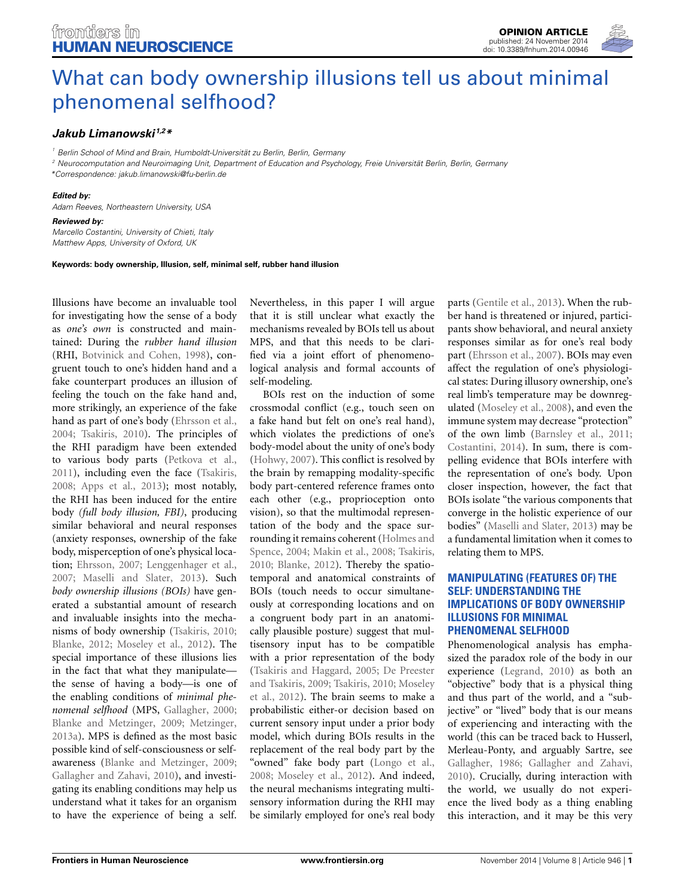OPINION ARTICLE
published: 24 November 2014
doi: 10.3389/fnhum.2014.00946

# What can body ownership illusions tell us about minimal phenomenal selfhood?

***Jakub Limanowski*** [1,2]*

[1] Berlin School of Mind and Brain, Humboldt-Universität zu Berlin, Berlin, Germany
[2] Neurocomputation and Neuroimaging Unit, Department of Education and Psychology, Freie Universität Berlin, Berlin, Germany
*Correspondence: jakub.limanowski@fu-berlin.de

***Edited by:***
*Adam Reeves, Northeastern University, USA*

***Reviewed by:***
*Marcello Costantini, University of Chieti, Italy*
*Matthew Apps, University of Oxford, UK*

**Keywords: body ownership, Illusion, self, minimal self, rubber hand illusion**

Illusions have become an invaluable tool for investigating how the sense of a body as *one's own* is constructed and maintained: During the *rubber hand illusion* (RHI, Botvinick and Cohen, 1998), congruent touch to one's hidden hand and a fake counterpart produces an illusion of feeling the touch on the fake hand and, more strikingly, an experience of the fake hand as part of one's body (Ehrsson et al., 2004; Tsakiris, 2010). The principles of the RHI paradigm have been extended to various body parts (Petkova et al., 2011), including even the face (Tsakiris, 2008; Apps et al., 2013); most notably, the RHI has been induced for the entire body *(full body illusion, FBI)*, producing similar behavioral and neural responses (anxiety responses, ownership of the fake body, misperception of one's physical location; Ehrsson, 2007; Lenggenhager et al., 2007; Maselli and Slater, 2013). Such *body ownership illusions (BOIs)* have generated a substantial amount of research and invaluable insights into the mechanisms of body ownership (Tsakiris, 2010; Blanke, 2012; Moseley et al., 2012). The special importance of these illusions lies in the fact that what they manipulate—the sense of having a body—is one of the enabling conditions of *minimal phenomenal selfhood* (MPS, Gallagher, 2000; Blanke and Metzinger, 2009; Metzinger, 2013a). MPS is defined as the most basic possible kind of self-consciousness or self-awareness (Blanke and Metzinger, 2009; Gallagher and Zahavi, 2010), and investigating its enabling conditions may help us understand what it takes for an organism to have the experience of being a self. Nevertheless, in this paper I will argue that it is still unclear what exactly the mechanisms revealed by BOIs tell us about MPS, and that this needs to be clarified via a joint effort of phenomenological analysis and formal accounts of self-modeling.

BOIs rest on the induction of some crossmodal conflict (e.g., touch seen on a fake hand but felt on one's real hand), which violates the predictions of one's body-model about the unity of one's body (Hohwy, 2007). This conflict is resolved by the brain by remapping modality-specific body part-centered reference frames onto each other (e.g., proprioception onto vision), so that the multimodal representation of the body and the space surrounding it remains coherent (Holmes and Spence, 2004; Makin et al., 2008; Tsakiris, 2010; Blanke, 2012). Thereby the spatio-temporal and anatomical constraints of BOIs (touch needs to occur simultaneously at corresponding locations and on a congruent body part in an anatomically plausible posture) suggest that multisensory input has to be compatible with a prior representation of the body (Tsakiris and Haggard, 2005; De Preester and Tsakiris, 2009; Tsakiris, 2010; Moseley et al., 2012). The brain seems to make a probabilistic either-or decision based on current sensory input under a prior body model, which during BOIs results in the replacement of the real body part by the "owned" fake body part (Longo et al., 2008; Moseley et al., 2012). And indeed, the neural mechanisms integrating multisensory information during the RHI may be similarly employed for one's real body parts (Gentile et al., 2013). When the rubber hand is threatened or injured, participants show behavioral, and neural anxiety responses similar as for one's real body part (Ehrsson et al., 2007). BOIs may even affect the regulation of one's physiological states: During illusory ownership, one's real limb's temperature may be downregulated (Moseley et al., 2008), and even the immune system may decrease "protection" of the own limb (Barnsley et al., 2011; Costantini, 2014). In sum, there is compelling evidence that BOIs interfere with the representation of one's body. Upon closer inspection, however, the fact that BOIs isolate "the various components that converge in the holistic experience of our bodies" (Maselli and Slater, 2013) may be a fundamental limitation when it comes to relating them to MPS.

## MANIPULATING (FEATURES OF) THE SELF: UNDERSTANDING THE IMPLICATIONS OF BODY OWNERSHIP ILLUSIONS FOR MINIMAL PHENOMENAL SELFHOOD

Phenomenological analysis has emphasized the paradox role of the body in our experience (Legrand, 2010) as both an "objective" body that is a physical thing and thus part of the world, and a "subjective" or "lived" body that is our means of experiencing and interacting with the world (this can be traced back to Husserl, Merleau-Ponty, and arguably Sartre, see Gallagher, 1986; Gallagher and Zahavi, 2010). Crucially, during interaction with the world, we usually do not experience the lived body as a thing enabling this interaction, and it may be this very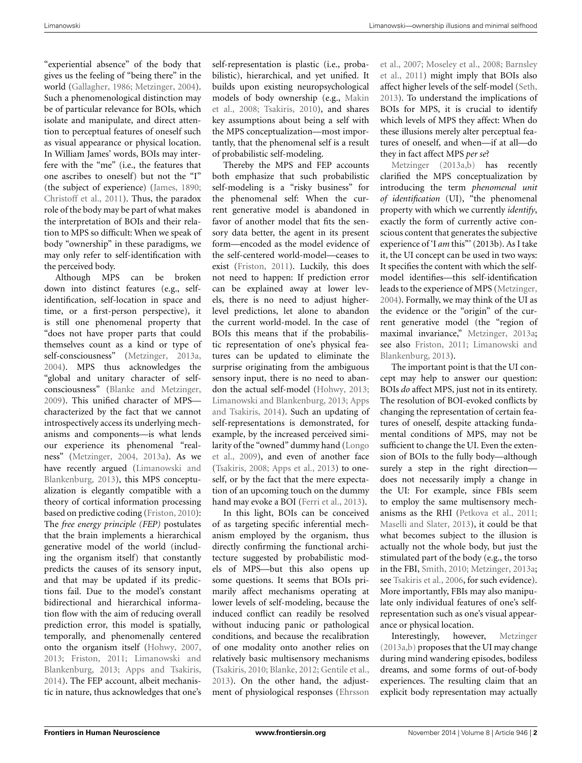"experiential absence" of the body that gives us the feeling of "being there" in the world (Gallagher, 1986; Metzinger, 2004). Such a phenomenological distinction may be of particular relevance for BOIs, which isolate and manipulate, and direct attention to perceptual features of oneself such as visual appearance or physical location. In William James' words, BOIs may interfere with the "me" (i.e., the features that one ascribes to oneself) but not the "I" (the subject of experience) (James, 1890; Christoff et al., 2011). Thus, the paradox role of the body may be part of what makes the interpretation of BOIs and their relation to MPS so difficult: When we speak of body "ownership" in these paradigms, we may only refer to self-identification with the perceived body.

Although MPS can be broken down into distinct features (e.g., self-identification, self-location in space and time, or a first-person perspective), it is still one phenomenal property that "does not have proper parts that could themselves count as a kind or type of self-consciousness" (Metzinger, 2013a, 2004). MPS thus acknowledges the "global and unitary character of self-consciousness" (Blanke and Metzinger, 2009). This unified character of MPS—characterized by the fact that we cannot introspectively access its underlying mechanisms and components—is what lends our experience its phenomenal "realness" (Metzinger, 2004, 2013a). As we have recently argued (Limanowski and Blankenburg, 2013), this MPS conceptualization is elegantly compatible with a theory of cortical information processing based on predictive coding (Friston, 2010): The *free energy principle (FEP)* postulates that the brain implements a hierarchical generative model of the world (including the organism itself) that constantly predicts the causes of its sensory input, and that may be updated if its predictions fail. Due to the model's constant bidirectional and hierarchical information flow with the aim of reducing overall prediction error, this model is spatially, temporally, and phenomenally centered onto the organism itself (Hohwy, 2007, 2013; Friston, 2011; Limanowski and Blankenburg, 2013; Apps and Tsakiris, 2014). The FEP account, albeit mechanistic in nature, thus acknowledges that one's self-representation is plastic (i.e., probabilistic), hierarchical, and yet unified. It builds upon existing neuropsychological models of body ownership (e.g., Makin et al., 2008; Tsakiris, 2010), and shares key assumptions about being a self with the MPS conceptualization—most importantly, that the phenomenal self is a result of probabilistic self-modeling.

Thereby the MPS and FEP accounts both emphasize that such probabilistic self-modeling is a "risky business" for the phenomenal self: When the current generative model is abandoned in favor of another model that fits the sensory data better, the agent in its present form—encoded as the model evidence of the self-centered world-model—ceases to exist (Friston, 2011). Luckily, this does not need to happen: If prediction error can be explained away at lower levels, there is no need to adjust higher-level predictions, let alone to abandon the current world-model. In the case of BOIs this means that if the probabilistic representation of one's physical features can be updated to eliminate the surprise originating from the ambiguous sensory input, there is no need to abandon the actual self-model (Hohwy, 2013; Limanowski and Blankenburg, 2013; Apps and Tsakiris, 2014). Such an updating of self-representations is demonstrated, for example, by the increased perceived similarity of the "owned" dummy hand (Longo et al., 2009), and even of another face (Tsakiris, 2008; Apps et al., 2013) to oneself, or by the fact that the mere expectation of an upcoming touch on the dummy hand may evoke a BOI (Ferri et al., 2013).

In this light, BOIs can be conceived of as targeting specific inferential mechanism employed by the organism, thus directly confirming the functional architecture suggested by probabilistic models of MPS—but this also opens up some questions. It seems that BOIs primarily affect mechanisms operating at lower levels of self-modeling, because the induced conflict can readily be resolved without inducing panic or pathological conditions, and because the recalibration of one modality onto another relies on relatively basic multisensory mechanisms (Tsakiris, 2010; Blanke, 2012; Gentile et al., 2013). On the other hand, the adjustment of physiological responses (Ehrsson et al., 2007; Moseley et al., 2008; Barnsley et al., 2011) might imply that BOIs also affect higher levels of the self-model (Seth, 2013). To understand the implications of BOIs for MPS, it is crucial to identify which levels of MPS they affect: When do these illusions merely alter perceptual features of oneself, and when—if at all—do they in fact affect MPS *per se*?

Metzinger (2013a,b) has recently clarified the MPS conceptualization by introducing the term *phenomenal unit of identification* (UI), "the phenomenal property with which we currently *identify*, exactly the form of currently active conscious content that generates the subjective experience of 'I *am* this"' (2013b). As I take it, the UI concept can be used in two ways: It specifies the content with which the self-model identifies—this self-identification leads to the experience of MPS (Metzinger, 2004). Formally, we may think of the UI as the evidence or the "origin" of the current generative model (the "region of maximal invariance," Metzinger, 2013a; see also Friston, 2011; Limanowski and Blankenburg, 2013).

The important point is that the UI concept may help to answer our question: BOIs *do* affect MPS, just not in its entirety. The resolution of BOI-evoked conflicts by changing the representation of certain features of oneself, despite attacking fundamental conditions of MPS, may not be sufficient to change the UI. Even the extension of BOIs to the fully body—although surely a step in the right direction—does not necessarily imply a change in the UI: For example, since FBIs seem to employ the same multisensory mechanisms as the RHI (Petkova et al., 2011; Maselli and Slater, 2013), it could be that what becomes subject to the illusion is actually not the whole body, but just the stimulated part of the body (e.g., the torso in the FBI, Smith, 2010; Metzinger, 2013a; see Tsakiris et al., 2006, for such evidence). More importantly, FBIs may also manipulate only individual features of one's self-representation such as one's visual appearance or physical location.

Interestingly, however, Metzinger (2013a,b) proposes that the UI may change during mind wandering episodes, bodiless dreams, and some forms of out-of-body experiences. The resulting claim that an explicit body representation may actually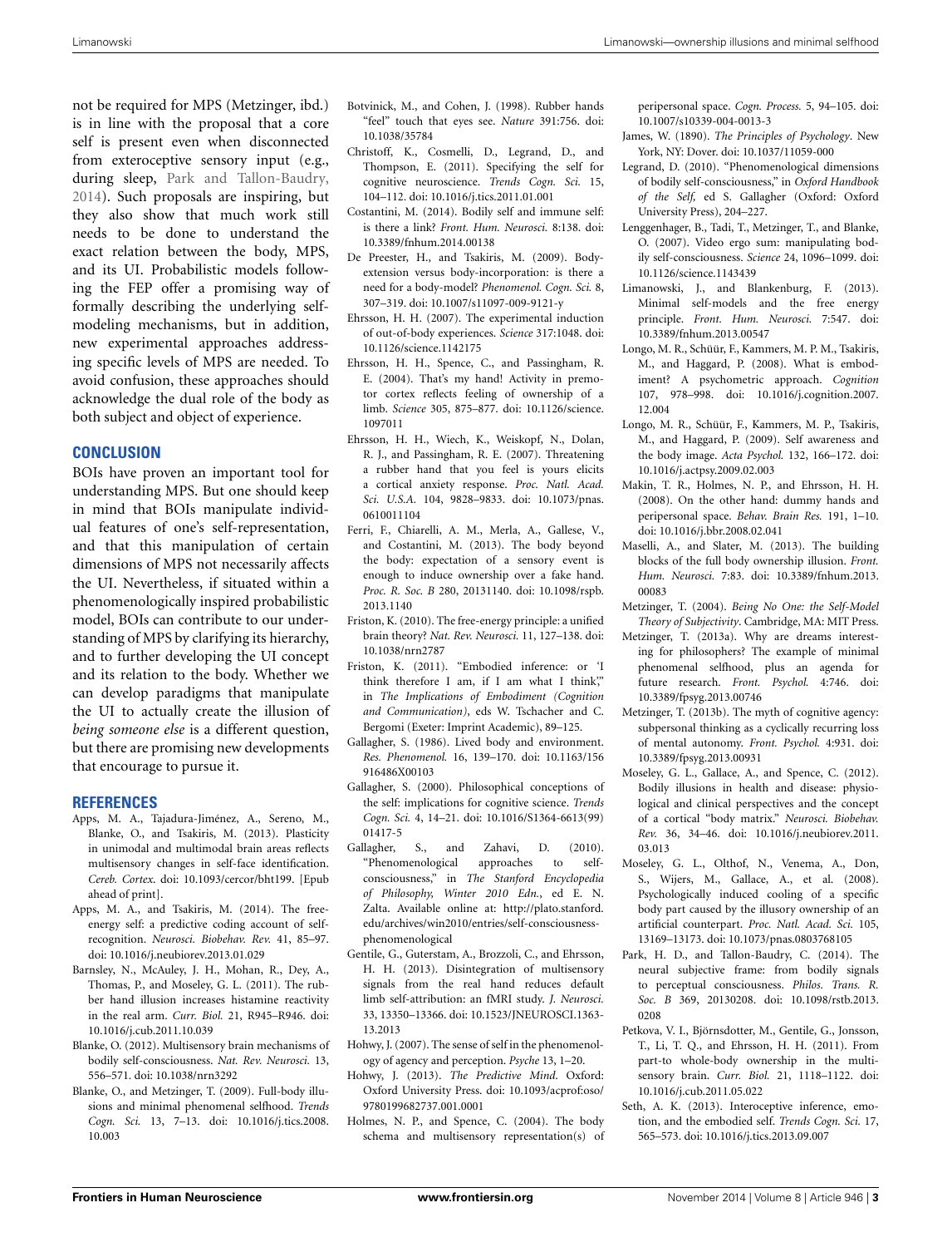not be required for MPS (Metzinger, ibd.) is in line with the proposal that a core self is present even when disconnected from exteroceptive sensory input (e.g., during sleep, Park and Tallon-Baudry, 2014). Such proposals are inspiring, but they also show that much work still needs to be done to understand the exact relation between the body, MPS, and its UI. Probabilistic models following the FEP offer a promising way of formally describing the underlying self-modeling mechanisms, but in addition, new experimental approaches addressing specific levels of MPS are needed. To avoid confusion, these approaches should acknowledge the dual role of the body as both subject and object of experience.

## CONCLUSION

BOIs have proven an important tool for understanding MPS. But one should keep in mind that BOIs manipulate individual features of one's self-representation, and that this manipulation of certain dimensions of MPS not necessarily affects the UI. Nevertheless, if situated within a phenomenologically inspired probabilistic model, BOIs can contribute to our understanding of MPS by clarifying its hierarchy, and to further developing the UI concept and its relation to the body. Whether we can develop paradigms that manipulate the UI to actually create the illusion of *being someone else* is a different question, but there are promising new developments that encourage to pursue it.

## REFERENCES

Apps, M. A., Tajadura-Jiménez, A., Sereno, M., Blanke, O., and Tsakiris, M. (2013). Plasticity in unimodal and multimodal brain areas reflects multisensory changes in self-face identification. *Cereb. Cortex*. doi: 10.1093/cercor/bht199. [Epub ahead of print].

Apps, M. A., and Tsakiris, M. (2014). The free-energy self: a predictive coding account of self-recognition. *Neurosci. Biobehav. Rev.* 41, 85–97. doi: 10.1016/j.neubiorev.2013.01.029

Barnsley, N., McAuley, J. H., Mohan, R., Dey, A., Thomas, P., and Moseley, G. L. (2011). The rubber hand illusion increases histamine reactivity in the real arm. *Curr. Biol.* 21, R945–R946. doi: 10.1016/j.cub.2011.10.039

Blanke, O. (2012). Multisensory brain mechanisms of bodily self-consciousness. *Nat. Rev. Neurosci.* 13, 556–571. doi: 10.1038/nrn3292

Blanke, O., and Metzinger, T. (2009). Full-body illusions and minimal phenomenal selfhood. *Trends Cogn. Sci.* 13, 7–13. doi: 10.1016/j.tics.2008.10.003

Botvinick, M., and Cohen, J. (1998). Rubber hands "feel" touch that eyes see. *Nature* 391:756. doi: 10.1038/35784

Christoff, K., Cosmelli, D., Legrand, D., and Thompson, E. (2011). Specifying the self for cognitive neuroscience. *Trends Cogn. Sci.* 15, 104–112. doi: 10.1016/j.tics.2011.01.001

Costantini, M. (2014). Bodily self and immune self: is there a link? *Front. Hum. Neurosci.* 8:138. doi: 10.3389/fnhum.2014.00138

De Preester, H., and Tsakiris, M. (2009). Body-extension versus body-incorporation: is there a need for a body-model? *Phenomenol. Cogn. Sci.* 8, 307–319. doi: 10.1007/s11097-009-9121-y

Ehrsson, H. H. (2007). The experimental induction of out-of-body experiences. *Science* 317:1048. doi: 10.1126/science.1142175

Ehrsson, H. H., Spence, C., and Passingham, R. E. (2004). That's my hand! Activity in premotor cortex reflects feeling of ownership of a limb. *Science* 305, 875–877. doi: 10.1126/science.1097011

Ehrsson, H. H., Wiech, K., Weiskopf, N., Dolan, R. J., and Passingham, R. E. (2007). Threatening a rubber hand that you feel is yours elicits a cortical anxiety response. *Proc. Natl. Acad. Sci. U.S.A.* 104, 9828–9833. doi: 10.1073/pnas.0610011104

Ferri, F., Chiarelli, A. M., Merla, A., Gallese, V., and Costantini, M. (2013). The body beyond the body: expectation of a sensory event is enough to induce ownership over a fake hand. *Proc. R. Soc. B* 280, 20131140. doi: 10.1098/rspb.2013.1140

Friston, K. (2010). The free-energy principle: a unified brain theory? *Nat. Rev. Neurosci.* 11, 127–138. doi: 10.1038/nrn2787

Friston, K. (2011). "Embodied inference: or 'I think therefore I am, if I am what I think'," in *The Implications of Embodiment (Cognition and Communication)*, eds W. Tschacher and C. Bergomi (Exeter: Imprint Academic), 89–125.

Gallagher, S. (1986). Lived body and environment. *Res. Phenomenol.* 16, 139–170. doi: 10.1163/156916486X00103

Gallagher, S. (2000). Philosophical conceptions of the self: implications for cognitive science. *Trends Cogn. Sci.* 4, 14–21. doi: 10.1016/S1364-6613(99)01417-5

Gallagher, S., and Zahavi, D. (2010). "Phenomenological approaches to self-consciousness," in *The Stanford Encyclopedia of Philosophy, Winter 2010 Edn.*, ed E. N. Zalta. Available online at: http://plato.stanford.edu/archives/win2010/entries/self-consciousness-phenomenological

Gentile, G., Guterstam, A., Brozzoli, C., and Ehrsson, H. H. (2013). Disintegration of multisensory signals from the real hand reduces default limb self-attribution: an fMRI study. *J. Neurosci.* 33, 13350–13366. doi: 10.1523/JNEUROSCI.1363-13.2013

Hohwy, J. (2007). The sense of self in the phenomenology of agency and perception. *Psyche* 13, 1–20.

Hohwy, J. (2013). *The Predictive Mind*. Oxford: Oxford University Press. doi: 10.1093/acprof:oso/9780199682737.001.0001

Holmes, N. P., and Spence, C. (2004). The body schema and multisensory representation(s) of peripersonal space. *Cogn. Process.* 5, 94–105. doi: 10.1007/s10339-004-0013-3

James, W. (1890). *The Principles of Psychology*. New York, NY: Dover. doi: 10.1037/11059-000

Legrand, D. (2010). "Phenomenological dimensions of bodily self-consciousness," in *Oxford Handbook of the Self*, ed S. Gallagher (Oxford: Oxford University Press), 204–227.

Lenggenhager, B., Tadi, T., Metzinger, T., and Blanke, O. (2007). Video ergo sum: manipulating bodily self-consciousness. *Science* 24, 1096–1099. doi: 10.1126/science.1143439

Limanowski, J., and Blankenburg, F. (2013). Minimal self-models and the free energy principle. *Front. Hum. Neurosci.* 7:547. doi: 10.3389/fnhum.2013.00547

Longo, M. R., Schüür, F., Kammers, M. P. M., Tsakiris, M., and Haggard, P. (2008). What is embodiment? A psychometric approach. *Cognition* 107, 978–998. doi: 10.1016/j.cognition.2007.12.004

Longo, M. R., Schüür, F., Kammers, M. P., Tsakiris, M., and Haggard, P. (2009). Self awareness and the body image. *Acta Psychol.* 132, 166–172. doi: 10.1016/j.actpsy.2009.02.003

Makin, T. R., Holmes, N. P., and Ehrsson, H. H. (2008). On the other hand: dummy hands and peripersonal space. *Behav. Brain Res.* 191, 1–10. doi: 10.1016/j.bbr.2008.02.041

Maselli, A., and Slater, M. (2013). The building blocks of the full body ownership illusion. *Front. Hum. Neurosci.* 7:83. doi: 10.3389/fnhum.2013.00083

Metzinger, T. (2004). *Being No One: the Self-Model Theory of Subjectivity*. Cambridge, MA: MIT Press.

Metzinger, T. (2013a). Why are dreams interesting for philosophers? The example of minimal phenomenal selfhood, plus an agenda for future research. *Front. Psychol.* 4:746. doi: 10.3389/fpsyg.2013.00746

Metzinger, T. (2013b). The myth of cognitive agency: subpersonal thinking as a cyclically recurring loss of mental autonomy. *Front. Psychol.* 4:931. doi: 10.3389/fpsyg.2013.00931

Moseley, G. L., Gallace, A., and Spence, C. (2012). Bodily illusions in health and disease: physiological and clinical perspectives and the concept of a cortical "body matrix." *Neurosci. Biobehav. Rev.* 36, 34–46. doi: 10.1016/j.neubiorev.2011.03.013

Moseley, G. L., Olthof, N., Venema, A., Don, S., Wijers, M., Gallace, A., et al. (2008). Psychologically induced cooling of a specific body part caused by the illusory ownership of an artificial counterpart. *Proc. Natl. Acad. Sci.* 105, 13169–13173. doi: 10.1073/pnas.0803768105

Park, H. D., and Tallon-Baudry, C. (2014). The neural subjective frame: from bodily signals to perceptual consciousness. *Philos. Trans. R. Soc. B* 369, 20130208. doi: 10.1098/rstb.2013.0208

Petkova, V. I., Björnsdotter, M., Gentile, G., Jonsson, T., Li, T. Q., and Ehrsson, H. H. (2011). From part-to whole-body ownership in the multisensory brain. *Curr. Biol.* 21, 1118–1122. doi: 10.1016/j.cub.2011.05.022

Seth, A. K. (2013). Interoceptive inference, emotion, and the embodied self. *Trends Cogn. Sci.* 17, 565–573. doi: 10.1016/j.tics.2013.09.007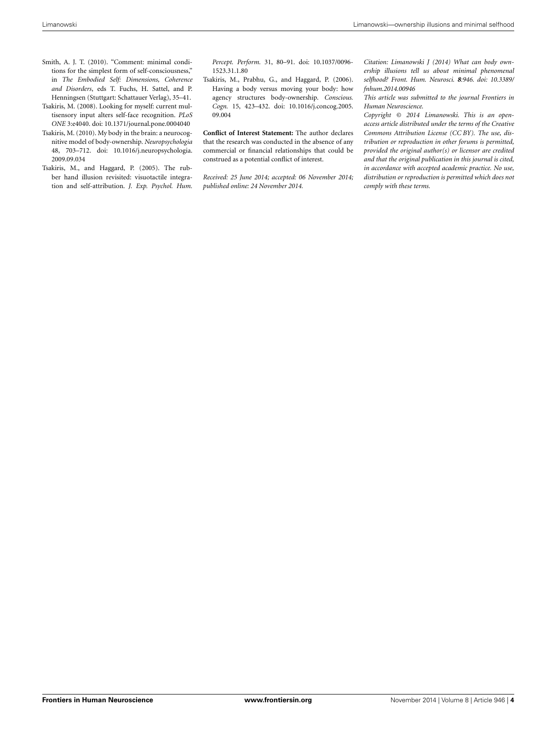Smith, A. J. T. (2010). "Comment: minimal conditions for the simplest form of self-consciousness," in *The Embodied Self: Dimensions, Coherence and Disorders*, eds T. Fuchs, H. Sattel, and P. Henningsen (Stuttgart: Schattauer Verlag), 35–41.

Tsakiris, M. (2008). Looking for myself: current multisensory input alters self-face recognition. *PLoS ONE* 3:e4040. doi: 10.1371/journal.pone.0004040

Tsakiris, M. (2010). My body in the brain: a neurocognitive model of body-ownership. *Neuropsychologia* 48, 703–712. doi: 10.1016/j.neuropsychologia.2009.09.034

Tsakiris, M., and Haggard, P. (2005). The rubber hand illusion revisited: visuotactile integration and self-attribution. *J. Exp. Psychol. Hum. Percept. Perform.* 31, 80–91. doi: 10.1037/0096-1523.31.1.80

Tsakiris, M., Prabhu, G., and Haggard, P. (2006). Having a body versus moving your body: how agency structures body-ownership. *Conscious. Cogn.* 15, 423–432. doi: 10.1016/j.concog.2005.09.004

**Conflict of Interest Statement:** The author declares that the research was conducted in the absence of any commercial or financial relationships that could be construed as a potential conflict of interest.

*Received: 25 June 2014; accepted: 06 November 2014; published online: 24 November 2014.*

*Citation: Limanowski J (2014) What can body ownership illusions tell us about minimal phenomenal selfhood? Front. Hum. Neurosci.* ***8****:946. doi: 10.3389/fnhum.2014.00946*

*This article was submitted to the journal Frontiers in Human Neuroscience.*

*Copyright © 2014 Limanowski. This is an open-access article distributed under the terms of the Creative Commons Attribution License (CC BY). The use, distribution or reproduction in other forums is permitted, provided the original author(s) or licensor are credited and that the original publication in this journal is cited, in accordance with accepted academic practice. No use, distribution or reproduction is permitted which does not comply with these terms.*